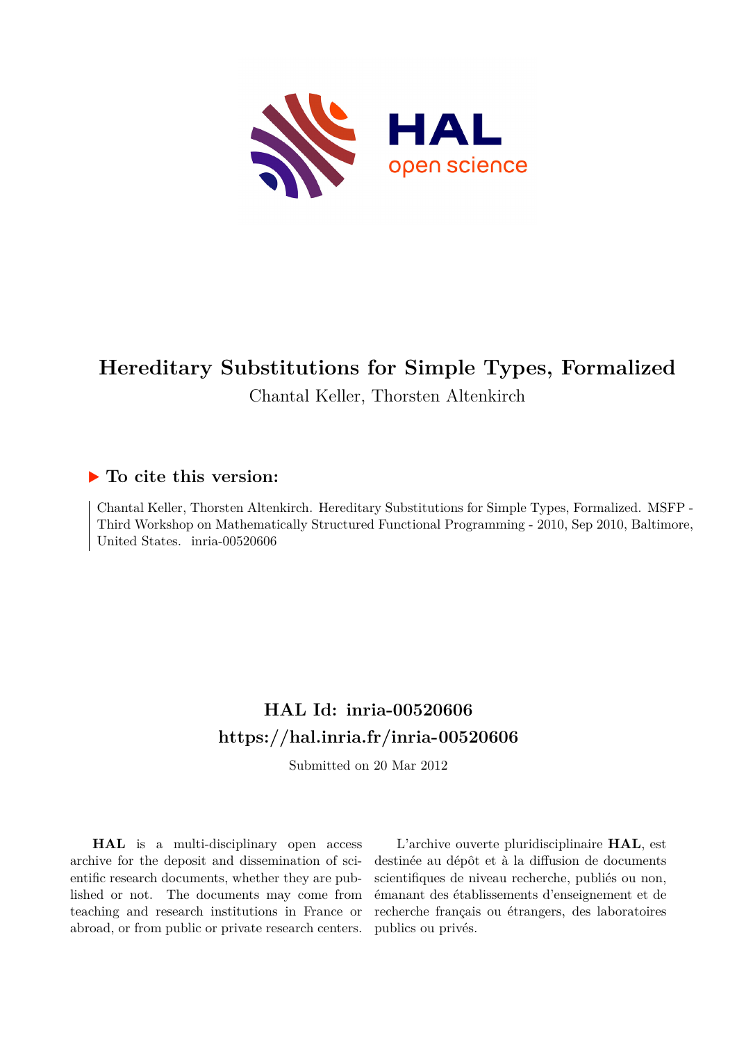# Hereditary Substitutions for Simple Types, Formalized

Chantal Keller, Thorsten Altenkirch

## ▶ To cite this version:

Chantal Keller, Thorsten Altenkirch. Hereditary Substitutions for Simple Types, Formalized. MSFP - Third Workshop on Mathematically Structured Functional Programming - 2010, Sep 2010, Baltimore, United States. inria-00520606

## HAL Id: inria-00520606

## https://hal.inria.fr/inria-00520606

Submitted on 20 Mar 2012

**HAL** is a multi-disciplinary open access archive for the deposit and dissemination of scientific research documents, whether they are published or not. The documents may come from teaching and research institutions in France or abroad, or from public or private research centers.

L'archive ouverte pluridisciplinaire **HAL**, est destinée au dépôt et à la diffusion de documents scientifiques de niveau recherche, publiés ou non, émanant des établissements d'enseignement et de recherche français ou étrangers, des laboratoires publics ou privés.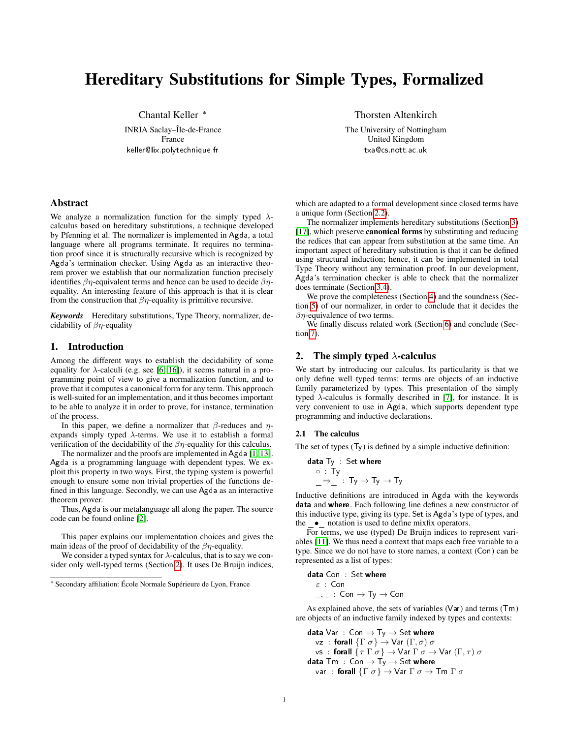# Hereditary Substitutions for Simple Types, Formalized

Chantal Keller *

INRIA Saclay–Île-de-France
France
keller@lix.polytechnique.fr

Thorsten Altenkirch

The University of Nottingham
United Kingdom
txa@cs.nott.ac.uk

## Abstract

We analyze a normalization function for the simply typed $\lambda$-calculus based on hereditary substitutions, a technique developed by Pfenning et al. The normalizer is implemented in Agda, a total language where all programs terminate. It requires no termination proof since it is structurally recursive which is recognized by Agda's termination checker. Using Agda as an interactive theorem prover we establish that our normalization function precisely identifies $\beta\eta$-equivalent terms and hence can be used to decide $\beta\eta$-equality. An interesting feature of this approach is that it is clear from the construction that $\beta\eta$-equality is primitive recursive.

***Keywords*** Hereditary substitutions, Type Theory, normalizer, decidability of $\beta\eta$-equality

## 1. Introduction

Among the different ways to establish the decidability of some equality for $\lambda$-calculi (e.g. see [6, 16]), it seems natural in a programming point of view to give a normalization function, and to prove that it computes a canonical form for any term. This approach is well-suited for an implementation, and it thus becomes important to be able to analyze it in order to prove, for instance, termination of the process.

In this paper, we define a normalizer that $\beta$-reduces and $\eta$-expands simply typed $\lambda$-terms. We use it to establish a formal verification of the decidability of the $\beta\eta$-equality for this calculus.

The normalizer and the proofs are implemented in Agda [1, 13]. Agda is a programming language with dependent types. We exploit this property in two ways. First, the typing system is powerful enough to ensure some non trivial properties of the functions defined in this language. Secondly, we can use Agda as an interactive theorem prover.

Thus, Agda is our metalanguage all along the paper. The source code can be found online [2].

This paper explains our implementation choices and gives the main ideas of the proof of decidability of the $\beta\eta$-equality.

We consider a typed syntax for $\lambda$-calculus, that is to say we consider only well-typed terms (Section 2). It uses De Bruijn indices, which are adapted to a formal development since closed terms have a unique form (Section 2.2).

The normalizer implements hereditary substitutions (Section 3) [17], which preserve **canonical forms** by substituting and reducing the redices that can appear from substitution at the same time. An important aspect of hereditary substitution is that it can be defined using structural induction; hence, it can be implemented in total Type Theory without any termination proof. In our development, Agda's termination checker is able to check that the normalizer does terminate (Section 3.4).

We prove the completeness (Section 4) and the soundness (Section 5) of our normalizer, in order to conclude that it decides the $\beta\eta$-equivalence of two terms.

We finally discuss related work (Section 6) and conclude (Section 7).

## 2. The simply typed $\lambda$-calculus

We start by introducing our calculus. Its particularity is that we only define well typed terms: terms are objects of an inductive family parameterized by types. This presentation of the simply typed $\lambda$-calculus is formally described in [7], for instance. It is very convenient to use in Agda, which supports dependent type programming and inductive declarations.

### 2.1 The calculus

The set of types (Ty) is defined by a simple inductive definition:

```
data Ty : Set where
  ○ : Ty
  _⇒_ : Ty → Ty → Ty
```

Inductive definitions are introduced in Agda with the keywords **data** and **where**. Each following line defines a new constructor of this inductive type, giving its type. Set is Agda's type of types, and the _●_ notation is used to define mixfix operators.

For terms, we use (typed) De Bruijn indices to represent variables [11]. We thus need a context that maps each free variable to a type. Since we do not have to store names, a context (Con) can be represented as a list of types:

```
data Con : Set where
  ε : Con
  _,_ : Con → Ty → Con
```

As explained above, the sets of variables (Var) and terms (Tm) are objects of an inductive family indexed by types and contexts:

```
data Var : Con → Ty → Set where
  vz : forall {Γ σ} → Var (Γ, σ) σ
  vs : forall {τ Γ σ} → Var Γ σ → Var (Γ, τ) σ
data Tm : Con → Ty → Set where
  var : forall {Γ σ} → Var Γ σ → Tm Γ σ
```

* Secondary affiliation: École Normale Supérieure de Lyon, France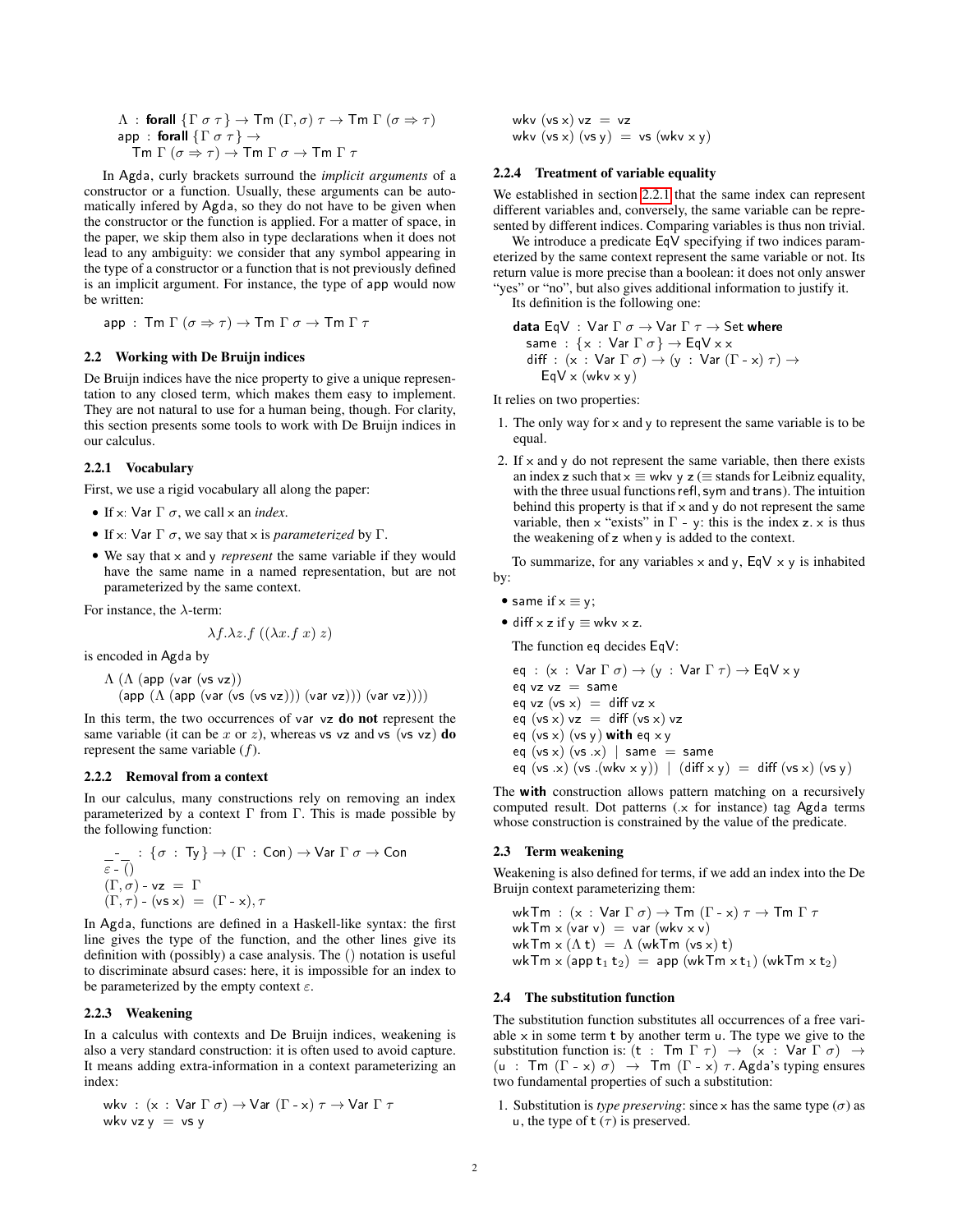```
Λ : forall {Γ σ τ} → Tm (Γ, σ) τ → Tm Γ (σ ⇒ τ)
app : forall {Γ σ τ} →
  Tm Γ (σ ⇒ τ) → Tm Γ σ → Tm Γ τ
```

In Agda, curly brackets surround the *implicit arguments* of a constructor or a function. Usually, these arguments can be automatically infered by Agda, so they do not have to be given when the constructor or the function is applied. For a matter of space, in the paper, we skip them also in type declarations when it does not lead to any ambiguity: we consider that any symbol appearing in the type of a constructor or a function that is not previously defined is an implicit argument. For instance, the type of app would now be written:

```
app : Tm Γ (σ ⇒ τ) → Tm Γ σ → Tm Γ τ
```

## 2.2 Working with De Bruijn indices

De Bruijn indices have the nice property to give a unique representation to any closed term, which makes them easy to implement. They are not natural to use for a human being, though. For clarity, this section presents some tools to work with De Bruijn indices in our calculus.

### 2.2.1 Vocabulary

First, we use a rigid vocabulary all along the paper:

- If x: Var Γ σ, we call x an *index*.
- If x: Var Γ σ, we say that x is *parameterized* by Γ.
- We say that x and y *represent* the same variable if they would have the same name in a named representation, but are not parameterized by the same context.

For instance, the λ-term:

$$\lambda f.\lambda z.f\ ((\lambda x.f\ x)\ z)$$

is encoded in Agda by

```
Λ (Λ (app (var (vs vz))
  (app (Λ (app (var (vs (vs vz))) (var vz))) (var vz))))
```

In this term, the two occurrences of var vz **do not** represent the same variable (it can be $x$ or $z$), whereas vs vz and vs (vs vz) **do** represent the same variable ($f$).

### 2.2.2 Removal from a context

In our calculus, many constructions rely on removing an index parameterized by a context Γ from Γ. This is made possible by the following function:

```
_-_ : {σ : Ty} → (Γ : Con) → Var Γ σ → Con
ε - ()
(Γ, σ) - vz = Γ
(Γ, τ) - (vs x) = (Γ - x), τ
```

In Agda, functions are defined in a Haskell-like syntax: the first line gives the type of the function, and the other lines give its definition with (possibly) a case analysis. The () notation is useful to discriminate absurd cases: here, it is impossible for an index to be parameterized by the empty context ε.

### 2.2.3 Weakening

In a calculus with contexts and De Bruijn indices, weakening is also a very standard construction: it is often used to avoid capture. It means adding extra-information in a context parameterizing an index:

```
wkv : (x : Var Γ σ) → Var (Γ - x) τ → Var Γ τ
wkv vz y = vs y
wkv (vs x) vz = vz
wkv (vs x) (vs y) = vs (wkv x y)
```

### 2.2.4 Treatment of variable equality

We established in section 2.2.1 that the same index can represent different variables and, conversely, the same variable can be represented by different indices. Comparing variables is thus non trivial.

We introduce a predicate EqV specifying if two indices parameterized by the same context represent the same variable or not. Its return value is more precise than a boolean: it does not only answer "yes" or "no", but also gives additional information to justify it.

Its definition is the following one:

```
data EqV : Var Γ σ → Var Γ τ → Set where
  same : {x : Var Γ σ} → EqV x x
  diff : (x : Var Γ σ) → (y : Var (Γ - x) τ) →
    EqV x (wkv x y)
```

It relies on two properties:

1. The only way for x and y to represent the same variable is to be equal.
2. If x and y do not represent the same variable, then there exists an index z such that x ≡ wkv y z (≡ stands for Leibniz equality, with the three usual functions refl, sym and trans). The intuition behind this property is that if x and y do not represent the same variable, then x "exists" in Γ - y: this is the index z. x is thus the weakening of z when y is added to the context.

To summarize, for any variables x and y, EqV x y is inhabited by:

- same if x ≡ y;
- diff x z if y ≡ wkv x z.

The function eq decides EqV:

```
eq : (x : Var Γ σ) → (y : Var Γ τ) → EqV x y
eq vz vz = same
eq vz (vs x) = diff vz x
eq (vs x) vz = diff (vs x) vz
eq (vs x) (vs y) with eq x y
eq (vs x) (vs .x) | same = same
eq (vs .x) (vs .(wkv x y)) | (diff x y) = diff (vs x) (vs y)
```

The **with** construction allows pattern matching on a recursively computed result. Dot patterns (.x for instance) tag Agda terms whose construction is constrained by the value of the predicate.

## 2.3 Term weakening

Weakening is also defined for terms, if we add an index into the De Bruijn context parameterizing them:

```
wkTm : (x : Var Γ σ) → Tm (Γ - x) τ → Tm Γ τ
wkTm x (var v) = var (wkv x v)
wkTm x (Λ t) = Λ (wkTm (vs x) t)
wkTm x (app t₁ t₂) = app (wkTm x t₁) (wkTm x t₂)
```

## 2.4 The substitution function

The substitution function substitutes all occurrences of a free variable x in some term t by another term u. The type we give to the substitution function is: (t : Tm Γ τ) → (x : Var Γ σ) → (u : Tm (Γ - x) σ) → Tm (Γ - x) τ. Agda's typing ensures two fundamental properties of such a substitution:

1. Substitution is *type preserving*: since x has the same type (σ) as u, the type of t (τ) is preserved.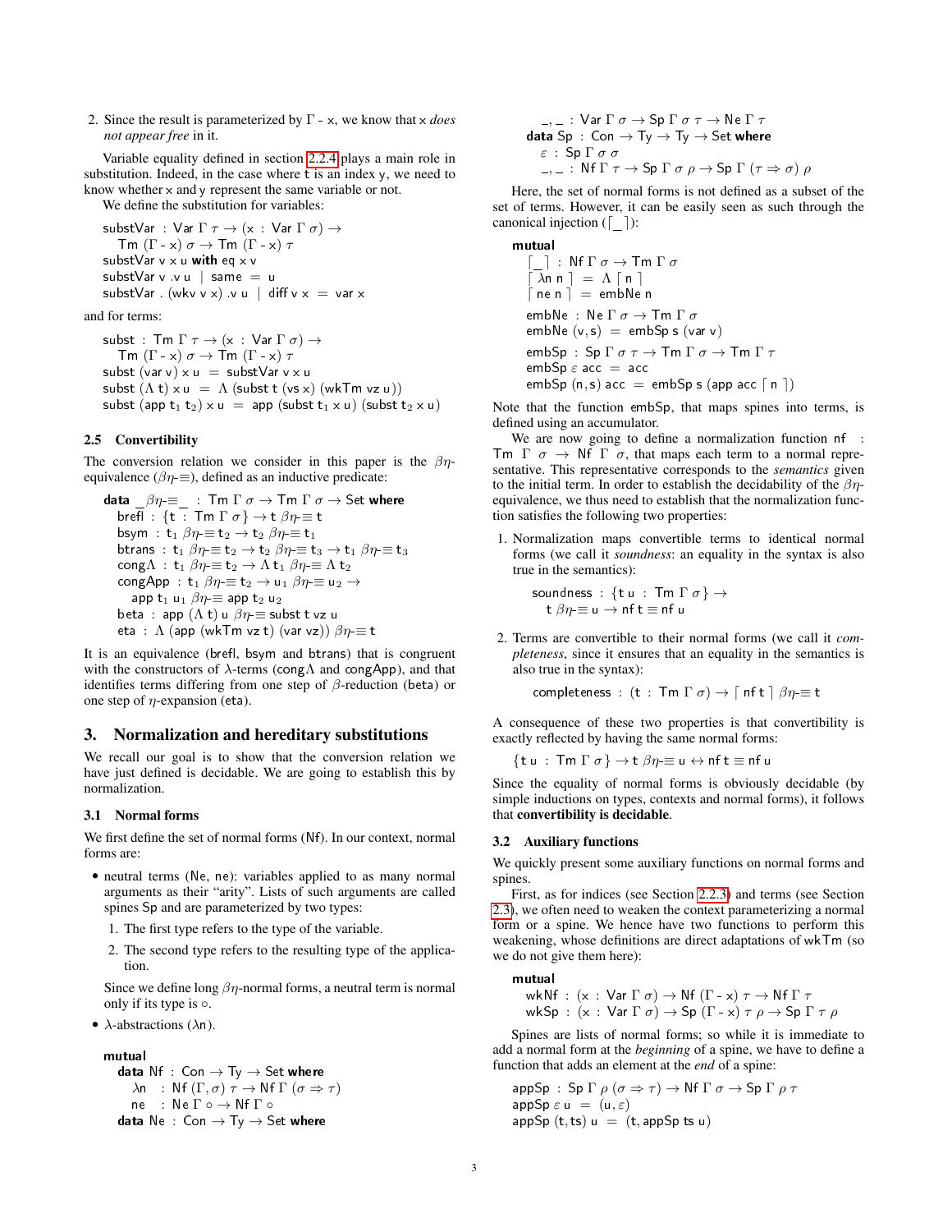2. Since the result is parameterized by Γ - x, we know that x *does not appear free* in it.

Variable equality defined in section 2.2.4 plays a main role in substitution. Indeed, in the case where t is an index y, we need to know whether x and y represent the same variable or not.

We define the substitution for variables:

```
substVar : Var Γ τ → (x : Var Γ σ) →
   Tm (Γ - x) σ → Tm (Γ - x) τ
substVar v x u with eq x v
substVar v .v u | same = u
substVar . (wkv v x) .v u | diff v x = var x
```

and for terms:

```
subst : Tm Γ τ → (x : Var Γ σ) →
   Tm (Γ - x) σ → Tm (Γ - x) τ
subst (var v) x u = substVar v x u
subst (Λ t) x u = Λ (subst t (vs x) (wkTm vz u))
subst (app t₁ t₂) x u = app (subst t₁ x u) (subst t₂ x u)
```

### 2.5 Convertibility

The conversion relation we consider in this paper is the $\beta\eta$-equivalence ($\beta\eta$-≡), defined as an inductive predicate:

```
data _βη-≡_ : Tm Γ σ → Tm Γ σ → Set where
  brefl : {t : Tm Γ σ} → t βη-≡ t
  bsym : t₁ βη-≡ t₂ → t₂ βη-≡ t₁
  btrans : t₁ βη-≡ t₂ → t₂ βη-≡ t₃ → t₁ βη-≡ t₃
  congΛ : t₁ βη-≡ t₂ → Λ t₁ βη-≡ Λ t₂
  congApp : t₁ βη-≡ t₂ → u₁ βη-≡ u₂ →
     app t₁ u₁ βη-≡ app t₂ u₂
  beta : app (Λ t) u βη-≡ subst t vz u
  eta : Λ (app (wkTm vz t) (var vz)) βη-≡ t
```

It is an equivalence (brefl, bsym and btrans) that is congruent with the constructors of $\lambda$-terms (congΛ and congApp), and that identifies terms differing from one step of $\beta$-reduction (beta) or one step of $\eta$-expansion (eta).

## 3. Normalization and hereditary substitutions

We recall our goal is to show that the conversion relation we have just defined is decidable. We are going to establish this by normalization.

### 3.1 Normal forms

We first define the set of normal forms (Nf). In our context, normal forms are:

- neutral terms (Ne, ne): variables applied to as many normal arguments as their "arity". Lists of such arguments are called spines Sp and are parameterized by two types:
  1. The first type refers to the type of the variable.
  2. The second type refers to the resulting type of the application.

  Since we define long $\beta\eta$-normal forms, a neutral term is normal only if its type is ∘.
- $\lambda$-abstractions ($\lambda$n).

```
mutual
  data Nf : Con → Ty → Set where
    λn  : Nf (Γ, σ) τ → Nf Γ (σ ⇒ τ)
    ne  : Ne Γ ∘ → Nf Γ ∘
  data Ne : Con → Ty → Set where
    _,_ : Var Γ σ → Sp Γ σ τ → Ne Γ τ
  data Sp : Con → Ty → Ty → Set where
    ε : Sp Γ σ σ
    _,_ : Nf Γ τ → Sp Γ σ ρ → Sp Γ (τ ⇒ σ) ρ
```

Here, the set of normal forms is not defined as a subset of the set of terms. However, it can be easily seen as such through the canonical injection (⌈_⌉):

```
mutual
  ⌈_⌉ : Nf Γ σ → Tm Γ σ
  ⌈ λn n ⌉ = Λ ⌈ n ⌉
  ⌈ ne n ⌉ = embNe n

  embNe : Ne Γ σ → Tm Γ σ
  embNe (v, s) = embSp s (var v)

  embSp : Sp Γ σ τ → Tm Γ σ → Tm Γ τ
  embSp ε acc = acc
  embSp (n, s) acc = embSp s (app acc ⌈ n ⌉)
```

Note that the function embSp, that maps spines into terms, is defined using an accumulator.

We are now going to define a normalization function nf : Tm Γ σ → Nf Γ σ, that maps each term to a normal representative. This representative corresponds to the *semantics* given to the initial term. In order to establish the decidability of the $\beta\eta$-equivalence, we thus need to establish that the normalization function satisfies the following two properties:

1. Normalization maps convertible terms to identical normal forms (we call it *soundness*: an equality in the syntax is also true in the semantics):

   ```
   soundness : {t u : Tm Γ σ} →
      t βη-≡ u → nf t ≡ nf u
   ```

2. Terms are convertible to their normal forms (we call it *completeness*, since it ensures that an equality in the semantics is also true in the syntax):

   ```
   completeness : (t : Tm Γ σ) → ⌈ nf t ⌉ βη-≡ t
   ```

A consequence of these two properties is that convertibility is exactly reflected by having the same normal forms:

```
{t u : Tm Γ σ} → t βη-≡ u ↔ nf t ≡ nf u
```

Since the equality of normal forms is obviously decidable (by simple inductions on types, contexts and normal forms), it follows that **convertibility is decidable**.

### 3.2 Auxiliary functions

We quickly present some auxiliary functions on normal forms and spines.

First, as for indices (see Section 2.2.3) and terms (see Section 2.3), we often need to weaken the context parameterizing a normal form or a spine. We hence have two functions to perform this weakening, whose definitions are direct adaptations of wkTm (so we do not give them here):

```
mutual
  wkNf : (x : Var Γ σ) → Nf (Γ - x) τ → Nf Γ τ
  wkSp : (x : Var Γ σ) → Sp (Γ - x) τ ρ → Sp Γ τ ρ
```

Spines are lists of normal forms; so while it is immediate to add a normal form at the *beginning* of a spine, we have to define a function that adds an element at the *end* of a spine:

```
appSp : Sp Γ ρ (σ ⇒ τ) → Nf Γ σ → Sp Γ ρ τ
appSp ε u = (u, ε)
appSp (t, ts) u = (t, appSp ts u)
```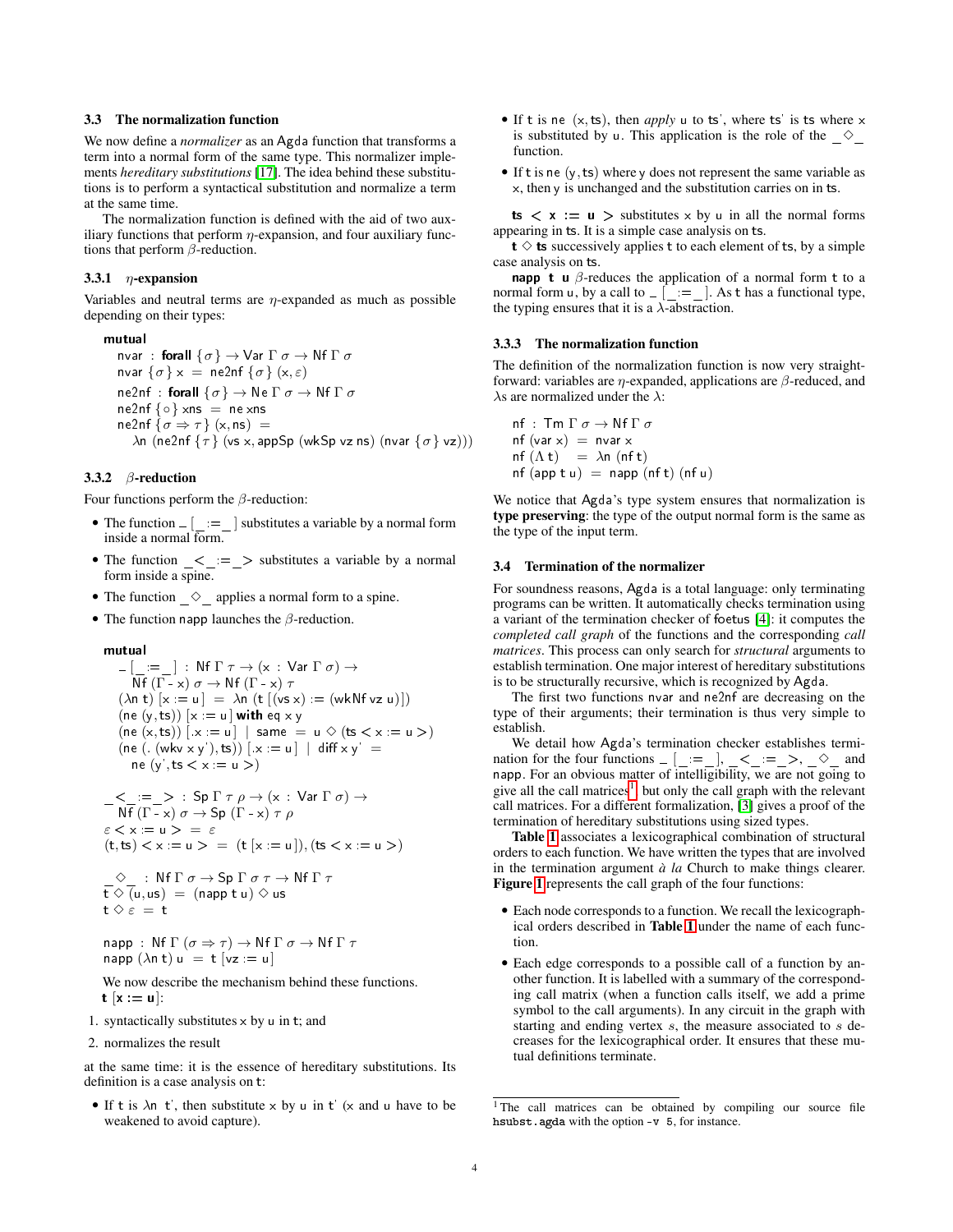### 3.3 The normalization function

We now define a *normalizer* as an Agda function that transforms a term into a normal form of the same type. This normalizer implements *hereditary substitutions* [17]. The idea behind these substitutions is to perform a syntactical substitution and normalize a term at the same time.

The normalization function is defined with the aid of two auxiliary functions that perform $\eta$-expansion, and four auxiliary functions that perform $\beta$-reduction.

#### 3.3.1 $\eta$-expansion

Variables and neutral terms are $\eta$-expanded as much as possible depending on their types:

```
mutual
  nvar : forall {σ} → Var Γ σ → Nf Γ σ
  nvar {σ} x = ne2nf {σ} (x, ε)

  ne2nf : forall {σ} → Ne Γ σ → Nf Γ σ
  ne2nf {○} xns = ne xns
  ne2nf {σ ⇒ τ} (x, ns) =
    λn (ne2nf {τ} (vs x, appSp (wkSp vz ns) (nvar {σ} vz)))
```

#### 3.3.2 $\beta$-reduction

Four functions perform the $\beta$-reduction:

- The function _ [ _ := _ ] substitutes a variable by a normal form inside a normal form.
- The function _ < _ := _ > substitutes a variable by a normal form inside a spine.
- The function _ ◇ _ applies a normal form to a spine.
- The function napp launches the $\beta$-reduction.

```
mutual
  _[_:=_] : Nf Γ τ → (x : Var Γ σ) →
    Nf (Γ - x) σ → Nf (Γ - x) τ
  (λn t) [x := u] = λn (t [(vs x) := (wkNf vz u)])
  (ne (y, ts)) [x := u] with eq x y
  (ne (x, ts)) [.x := u] | same = u ◇ (ts < x := u >)
  (ne (. (wkv x y'), ts)) [.x := u] | diff x y' =
    ne (y', ts < x := u >)

  _<_:=_> : Sp Γ τ ρ → (x : Var Γ σ) →
    Nf (Γ - x) σ → Sp (Γ - x) τ ρ
  ε < x := u > = ε
  (t, ts) < x := u > = (t [x := u]), (ts < x := u >)

  _◇_ : Nf Γ σ → Sp Γ σ τ → Nf Γ τ
  t ◇ (u, us) = (napp t u) ◇ us
  t ◇ ε = t

  napp : Nf Γ (σ ⇒ τ) → Nf Γ σ → Nf Γ τ
  napp (λn t) u = t [vz := u]
```

We now describe the mechanism behind these functions.

**t [x := u]**:

1. syntactically substitutes x by u in t; and
2. normalizes the result

at the same time: it is the essence of hereditary substitutions. Its definition is a case analysis on t:

- If t is λn t', then substitute x by u in t' (x and u have to be weakened to avoid capture).
- If t is ne (x, ts), then *apply* u to ts', where ts' is ts where x is substituted by u. This application is the role of the _ ◇ _ function.
- If t is ne (y, ts) where y does not represent the same variable as x, then y is unchanged and the substitution carries on in ts.

**ts < x := u >** substitutes x by u in all the normal forms appearing in ts. It is a simple case analysis on ts.

**t ◇ ts** successively applies t to each element of ts, by a simple case analysis on ts.

**napp t u** $\beta$-reduces the application of a normal form t to a normal form u, by a call to _ [ _ := _ ]. As t has a functional type, the typing ensures that it is a $\lambda$-abstraction.

#### 3.3.3 The normalization function

The definition of the normalization function is now very straightforward: variables are $\eta$-expanded, applications are $\beta$-reduced, and $\lambda$s are normalized under the $\lambda$:

```
nf : Tm Γ σ → Nf Γ σ
nf (var x) = nvar x
nf (Λ t)   = λn (nf t)
nf (app t u) = napp (nf t) (nf u)
```

We notice that Agda's type system ensures that normalization is **type preserving**: the type of the output normal form is the same as the type of the input term.

### 3.4 Termination of the normalizer

For soundness reasons, Agda is a total language: only terminating programs can be written. It automatically checks termination using a variant of the termination checker of foetus [4]: it computes the *completed call graph* of the functions and the corresponding *call matrices*. This process can only search for *structural* arguments to establish termination. One major interest of hereditary substitutions is to be structurally recursive, which is recognized by Agda.

The first two functions nvar and ne2nf are decreasing on the type of their arguments; their termination is thus very simple to establish.

We detail how Agda's termination checker establishes termination for the four functions _ [ _ := _ ], _ < _ := _ >, _ ◇ _ and napp. For an obvious matter of intelligibility, we are not going to give all the call matrices[1] but only the call graph with the relevant call matrices. For a different formalization, [3] gives a proof of the termination of hereditary substitutions using sized types.

**Table 1** associates a lexicographical combination of structural orders to each function. We have written the types that are involved in the termination argument *à la* Church to make things clearer. **Figure 1** represents the call graph of the four functions:

- Each node corresponds to a function. We recall the lexicographical orders described in **Table 1** under the name of each function.
- Each edge corresponds to a possible call of a function by another function. It is labelled with a summary of the corresponding call matrix (when a function calls itself, we add a prime symbol to the call arguments). In any circuit in the graph with starting and ending vertex $s$, the measure associated to $s$ decreases for the lexicographical order. It ensures that these mutual definitions terminate.

[1] The call matrices can be obtained by compiling our source file hsubst.agda with the option -v 5, for instance.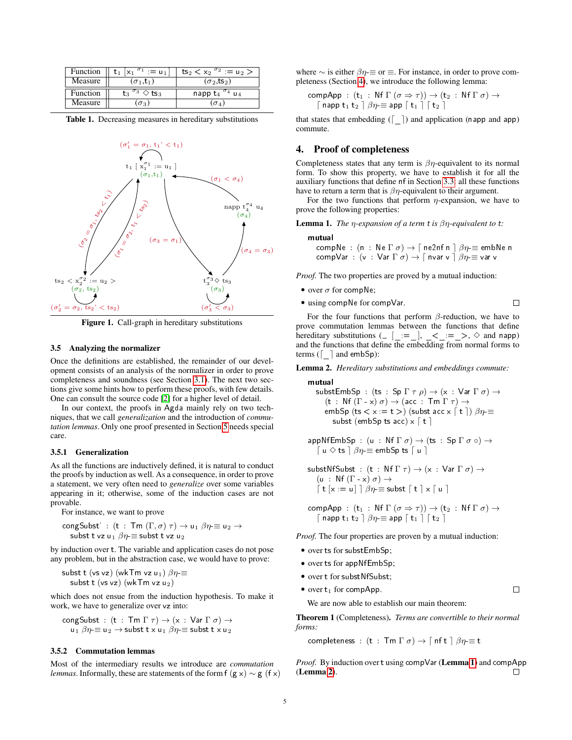| Function | $t_1\ [x_1{}^{\sigma_1} := u_1]$ | $ts_2 < x_2{}^{\sigma_2} := u_2 >$ |
|---|---|---|
| Measure | $(\sigma_1, t_1)$ | $(\sigma_2, ts_2)$ |
| Function | $t_3\ {}^{\sigma_3} \diamond ts_3$ | napp $t_4\ {}^{\sigma_4}\ u_4$ |
| Measure | $(\sigma_3)$ | $(\sigma_4)$ |

**Table 1.** Decreasing measures in hereditary substitutions

**Figure 1.** Call-graph in hereditary substitutions

### 3.5 Analyzing the normalizer

Once the definitions are established, the remainder of our development consists of an analysis of the normalizer in order to prove completeness and soundness (see Section 3.1). The next two sections give some hints how to perform these proofs, with few details. One can consult the source code [2] for a higher level of detail.

In our context, the proofs in Agda mainly rely on two techniques, that we call *generalization* and the introduction of *commutation lemmas*. Only one proof presented in Section 5 needs special care.

#### 3.5.1 Generalization

As all the functions are inductively defined, it is natural to conduct the proofs by induction as well. As a consequence, in order to prove a statement, we very often need to *generalize* over some variables appearing in it; otherwise, some of the induction cases are not provable.

For instance, we want to prove

```
congSubst' : (t : Tm (Γ,σ) τ) → u₁ βη-≡ u₂ →
  subst t vz u₁ βη-≡ subst t vz u₂
```

by induction over t. The variable and application cases do not pose any problem, but in the abstraction case, we would have to prove:

```
subst t (vs vz) (wkTm vz u₁) βη-≡
  subst t (vs vz) (wkTm vz u₂)
```

which does not ensue from the induction hypothesis. To make it work, we have to generalize over vz into:

```
congSubst : (t : Tm Γ τ) → (x : Var Γ σ) →
  u₁ βη-≡ u₂ → subst t x u₁ βη-≡ subst t x u₂
```

#### 3.5.2 Commutation lemmas

Most of the intermediary results we introduce are *commutation lemmas*. Informally, these are statements of the form f (g x) ∼ g (f x) where ∼ is either βη-≡ or ≡. For instance, in order to prove completeness (Section 4), we introduce the following lemma:

```
compApp : (t₁ : Nf Γ (σ ⇒ τ)) → (t₂ : Nf Γ σ) →
  ⌈ napp t₁ t₂ ⌉ βη-≡ app ⌈ t₁ ⌉ ⌈ t₂ ⌉
```

that states that embedding (⌈_⌉) and application (napp and app) commute.

## 4. Proof of completeness

Completeness states that any term is βη-equivalent to its normal form. To show this property, we have to establish it for all the auxiliary functions that define nf in Section 3.3: all these functions have to return a term that is βη-equivalent to their argument.

For the two functions that perform η-expansion, we have to prove the following properties:

**Lemma 1.** *The η-expansion of a term t is βη-equivalent to t:*

```
mutual
  compNe : (n : Ne Γ σ) → ⌈ ne2nf n ⌉ βη-≡ embNe n
  compVar : (v : Var Γ σ) → ⌈ nvar v ⌉ βη-≡ var v
```

*Proof.* The two properties are proved by a mutual induction:

- over σ for compNe;
- using compNe for compVar. □

For the four functions that perform β-reduction, we have to prove commutation lemmas between the functions that define hereditary substitutions (_ [_:=_], _<_:=_>, ◇ and napp) and the functions that define the embedding from normal forms to terms (⌈_⌉ and embSp):

**Lemma 2.** *Hereditary substitutions and embeddings commute:*

```
mutual
  substEmbSp : (ts : Sp Γ τ ρ) → (x : Var Γ σ) →
    (t : Nf (Γ - x) σ) → (acc : Tm Γ τ) →
    embSp (ts < x := t >) (subst acc x ⌈ t ⌉) βη-≡
      subst (embSp ts acc) x ⌈ t ⌉

  appNfEmbSp : (u : Nf Γ σ) → (ts : Sp Γ σ ○) →
    ⌈ u ◇ ts ⌉ βη-≡ embSp ts ⌈ u ⌉

  substNfSubst : (t : Nf Γ τ) → (x : Var Γ σ) →
    (u : Nf (Γ - x) σ) →
    ⌈ t [x := u] ⌉ βη-≡ subst ⌈ t ⌉ x ⌈ u ⌉

  compApp : (t₁ : Nf Γ (σ ⇒ τ)) → (t₂ : Nf Γ σ) →
    ⌈ napp t₁ t₂ ⌉ βη-≡ app ⌈ t₁ ⌉ ⌈ t₂ ⌉
```

*Proof.* The four properties are proven by a mutual induction:

- over ts for substEmbSp;
- over ts for appNfEmbSp;
- over t for substNfSubst;
- over t₁ for compApp. □

We are now able to establish our main theorem:

**Theorem 1** (Completeness)**.** *Terms are convertible to their normal forms:*

```
completeness : (t : Tm Γ σ) → ⌈ nf t ⌉ βη-≡ t
```

*Proof.* By induction over t using compVar (**Lemma 1**) and compApp (**Lemma 2**). □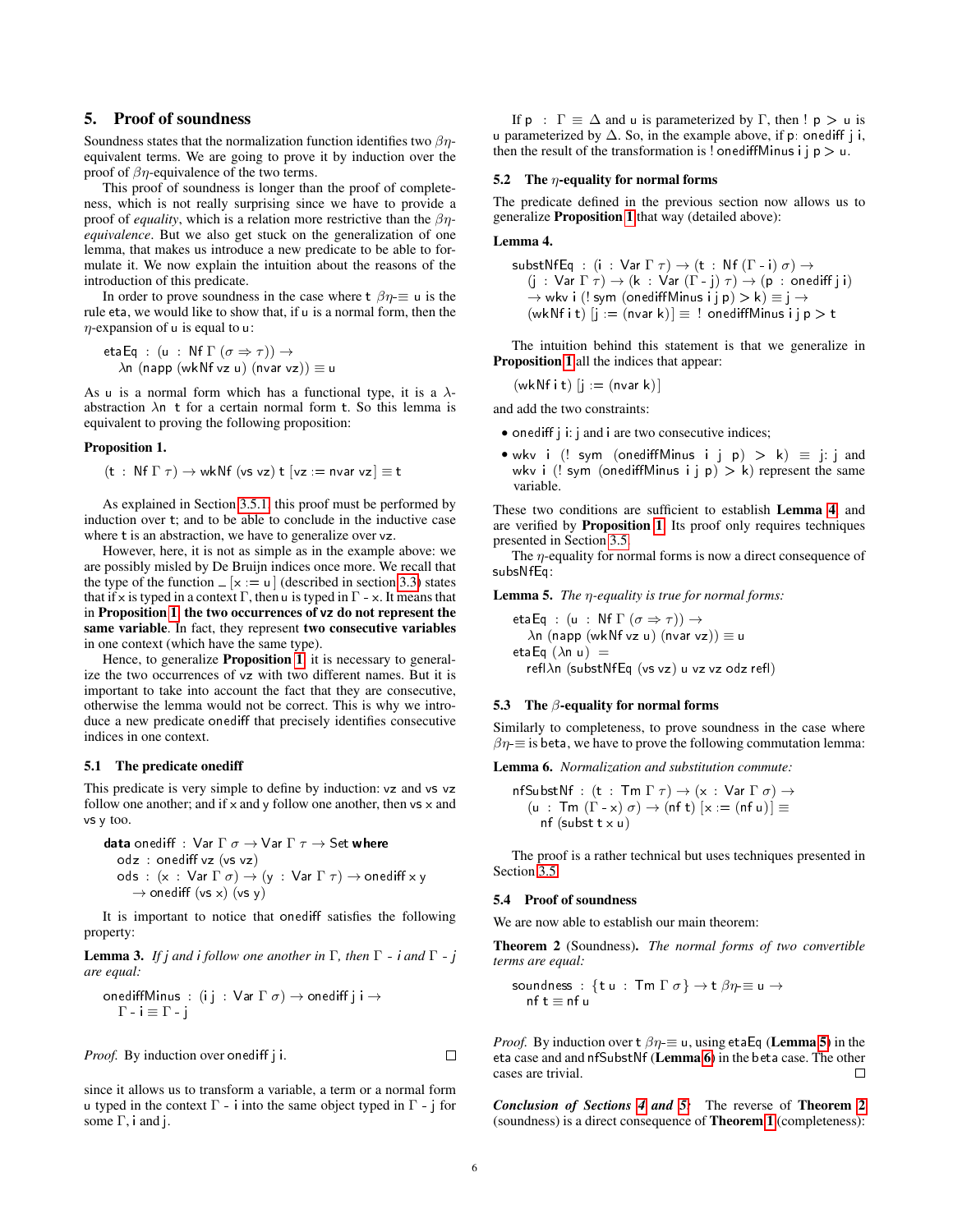## 5. Proof of soundness

Soundness states that the normalization function identifies two $\beta\eta$-equivalent terms. We are going to prove it by induction over the proof of $\beta\eta$-equivalence of the two terms.

This proof of soundness is longer than the proof of completeness, which is not really surprising since we have to provide a proof of *equality*, which is a relation more restrictive than the $\beta\eta$-*equivalence*. But we also get stuck on the generalization of one lemma, that makes us introduce a new predicate to be able to formulate it. We now explain the intuition about the reasons of the introduction of this predicate.

In order to prove soundness in the case where t $\beta\eta$-≡ u is the rule eta, we would like to show that, if u is a normal form, then the $\eta$-expansion of u is equal to u:

```
etaEq : (u : Nf Γ (σ ⇒ τ)) →
  λn (napp (wkNf vz u) (nvar vz)) ≡ u
```

As u is a normal form which has a functional type, it is a $\lambda$-abstraction λn t for a certain normal form t. So this lemma is equivalent to proving the following proposition:

**Proposition 1.**

```
(t : Nf Γ τ) → wkNf (vs vz) t [vz := nvar vz] ≡ t
```

As explained in Section 3.5.1, this proof must be performed by induction over t; and to be able to conclude in the inductive case where t is an abstraction, we have to generalize over vz.

However, here, it is not as simple as in the example above: we are possibly misled by De Bruijn indices once more. We recall that the type of the function _ [x := u] (described in section 3.3) states that if x is typed in a context Γ, then u is typed in Γ - x. It means that in **Proposition 1**, **the two occurrences of vz do not represent the same variable**. In fact, they represent **two consecutive variables** in one context (which have the same type).

Hence, to generalize **Proposition 1**, it is necessary to generalize the two occurrences of vz with two different names. But it is important to take into account the fact that they are consecutive, otherwise the lemma would not be correct. This is why we introduce a new predicate onediff that precisely identifies consecutive indices in one context.

### 5.1 The predicate onediff

This predicate is very simple to define by induction: vz and vs vz follow one another; and if x and y follow one another, then vs x and vs y too.

```
data onediff : Var Γ σ → Var Γ τ → Set where
  odz : onediff vz (vs vz)
  ods : (x : Var Γ σ) → (y : Var Γ τ) → onediff x y
    → onediff (vs x) (vs y)
```

It is important to notice that onediff satisfies the following property:

**Lemma 3.** *If j and i follow one another in Γ, then Γ - i and Γ - j are equal:*

```
onediffMinus : (i j : Var Γ σ) → onediff j i →
  Γ - i ≡ Γ - j
```

*Proof.* By induction over onediff j i. □

since it allows us to transform a variable, a term or a normal form u typed in the context Γ - i into the same object typed in Γ - j for some Γ, i and j.

If p : Γ ≡ Δ and u is parameterized by Γ, then ! p > u is u parameterized by Δ. So, in the example above, if p: onediff j i, then the result of the transformation is ! onediffMinus i j p > u.

### 5.2 The $\eta$-equality for normal forms

The predicate defined in the previous section now allows us to generalize **Proposition 1** that way (detailed above):

**Lemma 4.**

```
substNfEq : (i : Var Γ τ) → (t : Nf (Γ - i) σ) →
  (j : Var Γ τ) → (k : Var (Γ - j) τ) → (p : onediff j i)
  → wkv i (! sym (onediffMinus i j p) > k) ≡ j →
  (wkNf i t) [j := (nvar k)] ≡ ! onediffMinus i j p > t
```

The intuition behind this statement is that we generalize in **Proposition 1** all the indices that appear:

```
(wkNf i t) [j := (nvar k)]
```

and add the two constraints:

- onediff j i: j and i are two consecutive indices;
- wkv i (! sym (onediffMinus i j p) > k) ≡ j: j and wkv i (! sym (onediffMinus i j p) > k) represent the same variable.

These two conditions are sufficient to establish **Lemma 4**, and are verified by **Proposition 1**. Its proof only requires techniques presented in Section 3.5.

The $\eta$-equality for normal forms is now a direct consequence of substNfEq:

**Lemma 5.** *The $\eta$-equality is true for normal forms:*

```
etaEq : (u : Nf Γ (σ ⇒ τ)) →
  λn (napp (wkNf vz u) (nvar vz)) ≡ u
etaEq (λn u) =
  reflλn (substNfEq (vs vz) u vz vz odz refl)
```

### 5.3 The $\beta$-equality for normal forms

Similarly to completeness, to prove soundness in the case where $\beta\eta$-≡ is beta, we have to prove the following commutation lemma:

**Lemma 6.** *Normalization and substitution commute:*

```
nfSubstNf : (t : Tm Γ τ) → (x : Var Γ σ) →
  (u : Tm (Γ - x) σ) → (nf t) [x := (nf u)] ≡
    nf (subst t x u)
```

The proof is a rather technical but uses techniques presented in Section 3.5.

### 5.4 Proof of soundness

We are now able to establish our main theorem:

**Theorem 2** (Soundness)**.** *The normal forms of two convertible terms are equal:*

```
soundness : {t u : Tm Γ σ} → t βη-≡ u →
  nf t ≡ nf u
```

*Proof.* By induction over t $\beta\eta$-≡ u, using etaEq (**Lemma 5**) in the eta case and and nfSubstNf (**Lemma 6**) in the beta case. The other cases are trivial. □

***Conclusion of Sections 4 and 5:*** The reverse of **Theorem 2** (soundness) is a direct consequence of **Theorem 1** (completeness):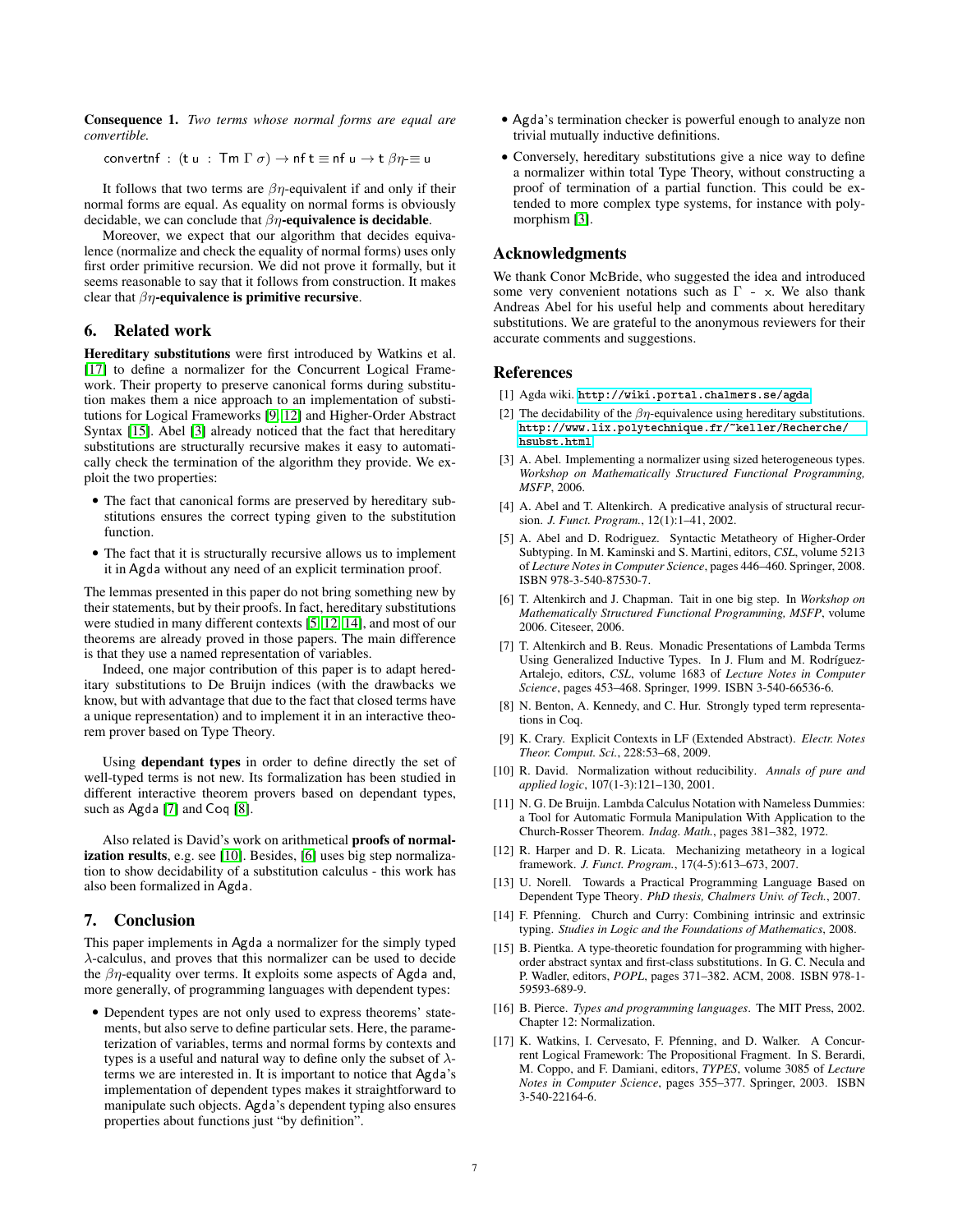**Consequence 1.** *Two terms whose normal forms are equal are convertible.*

```
convertnf : (t u : Tm Γ σ) → nf t ≡ nf u → t βη-≡ u
```

It follows that two terms are $\beta\eta$-equivalent if and only if their normal forms are equal. As equality on normal forms is obviously decidable, we can conclude that **$\beta\eta$-equivalence is decidable**.

Moreover, we expect that our algorithm that decides equivalence (normalize and check the equality of normal forms) uses only first order primitive recursion. We did not prove it formally, but it seems reasonable to say that it follows from construction. It makes clear that **$\beta\eta$-equivalence is primitive recursive**.

## 6. Related work

**Hereditary substitutions** were first introduced by Watkins et al. [17] to define a normalizer for the Concurrent Logical Framework. Their property to preserve canonical forms during substitution makes them a nice approach to an implementation of substitutions for Logical Frameworks [9, 12] and Higher-Order Abstract Syntax [15]. Abel [3] already noticed that the fact that hereditary substitutions are structurally recursive makes it easy to automatically check the termination of the algorithm they provide. We exploit the two properties:

- The fact that canonical forms are preserved by hereditary substitutions ensures the correct typing given to the substitution function.
- The fact that it is structurally recursive allows us to implement it in Agda without any need of an explicit termination proof.

The lemmas presented in this paper do not bring something new by their statements, but by their proofs. In fact, hereditary substitutions were studied in many different contexts [5, 12, 14], and most of our theorems are already proved in those papers. The main difference is that they use a named representation of variables.

Indeed, one major contribution of this paper is to adapt hereditary substitutions to De Bruijn indices (with the drawbacks we know, but with advantage that due to the fact that closed terms have a unique representation) and to implement it in an interactive theorem prover based on Type Theory.

Using **dependant types** in order to define directly the set of well-typed terms is not new. Its formalization has been studied in different interactive theorem provers based on dependant types, such as Agda [7] and Coq [8].

Also related is David's work on arithmetical **proofs of normalization results**, e.g. see [10]. Besides, [6] uses big step normalization to show decidability of a substitution calculus - this work has also been formalized in Agda.

## 7. Conclusion

This paper implements in Agda a normalizer for the simply typed $\lambda$-calculus, and proves that this normalizer can be used to decide the $\beta\eta$-equality over terms. It exploits some aspects of Agda and, more generally, of programming languages with dependent types:

- Dependent types are not only used to express theorems' statements, but also serve to define particular sets. Here, the parameterization of variables, terms and normal forms by contexts and types is a useful and natural way to define only the subset of $\lambda$-terms we are interested in. It is important to notice that Agda's implementation of dependent types makes it straightforward to manipulate such objects. Agda's dependent typing also ensures properties about functions just "by definition".
- Agda's termination checker is powerful enough to analyze non trivial mutually inductive definitions.
- Conversely, hereditary substitutions give a nice way to define a normalizer within total Type Theory, without constructing a proof of termination of a partial function. This could be extended to more complex type systems, for instance with polymorphism [3].

## Acknowledgments

We thank Conor McBride, who suggested the idea and introduced some very convenient notations such as Γ - x. We also thank Andreas Abel for his useful help and comments about hereditary substitutions. We are grateful to the anonymous reviewers for their accurate comments and suggestions.

## References

[1] Agda wiki. http://wiki.portal.chalmers.se/agda.

[2] The decidability of the $\beta\eta$-equivalence using hereditary substitutions. http://www.lix.polytechnique.fr/~keller/Recherche/hsubst.html.

[3] A. Abel. Implementing a normalizer using sized heterogeneous types. *Workshop on Mathematically Structured Functional Programming, MSFP*, 2006.

[4] A. Abel and T. Altenkirch. A predicative analysis of structural recursion. *J. Funct. Program.*, 12(1):1–41, 2002.

[5] A. Abel and D. Rodriguez. Syntactic Metatheory of Higher-Order Subtyping. In M. Kaminski and S. Martini, editors, *CSL*, volume 5213 of *Lecture Notes in Computer Science*, pages 446–460. Springer, 2008. ISBN 978-3-540-87530-7.

[6] T. Altenkirch and J. Chapman. Tait in one big step. In *Workshop on Mathematically Structured Functional Programming, MSFP*, volume 2006. Citeseer, 2006.

[7] T. Altenkirch and B. Reus. Monadic Presentations of Lambda Terms Using Generalized Inductive Types. In J. Flum and M. Rodríguez-Artalejo, editors, *CSL*, volume 1683 of *Lecture Notes in Computer Science*, pages 453–468. Springer, 1999. ISBN 3-540-66536-6.

[8] N. Benton, A. Kennedy, and C. Hur. Strongly typed term representations in Coq.

[9] K. Crary. Explicit Contexts in LF (Extended Abstract). *Electr. Notes Theor. Comput. Sci.*, 228:53–68, 2009.

[10] R. David. Normalization without reducibility. *Annals of pure and applied logic*, 107(1-3):121–130, 2001.

[11] N. G. De Bruijn. Lambda Calculus Notation with Nameless Dummies: a Tool for Automatic Formula Manipulation With Application to the Church-Rosser Theorem. *Indag. Math.*, pages 381–382, 1972.

[12] R. Harper and D. R. Licata. Mechanizing metatheory in a logical framework. *J. Funct. Program.*, 17(4-5):613–673, 2007.

[13] U. Norell. Towards a Practical Programming Language Based on Dependent Type Theory. *PhD thesis, Chalmers Univ. of Tech.*, 2007.

[14] F. Pfenning. Church and Curry: Combining intrinsic and extrinsic typing. *Studies in Logic and the Foundations of Mathematics*, 2008.

[15] B. Pientka. A type-theoretic foundation for programming with higher-order abstract syntax and first-class substitutions. In G. C. Necula and P. Wadler, editors, *POPL*, pages 371–382. ACM, 2008. ISBN 978-1-59593-689-9.

[16] B. Pierce. *Types and programming languages*. The MIT Press, 2002. Chapter 12: Normalization.

[17] K. Watkins, I. Cervesato, F. Pfenning, and D. Walker. A Concurrent Logical Framework: The Propositional Fragment. In S. Berardi, M. Coppo, and F. Damiani, editors, *TYPES*, volume 3085 of *Lecture Notes in Computer Science*, pages 355–377. Springer, 2003. ISBN 3-540-22164-6.